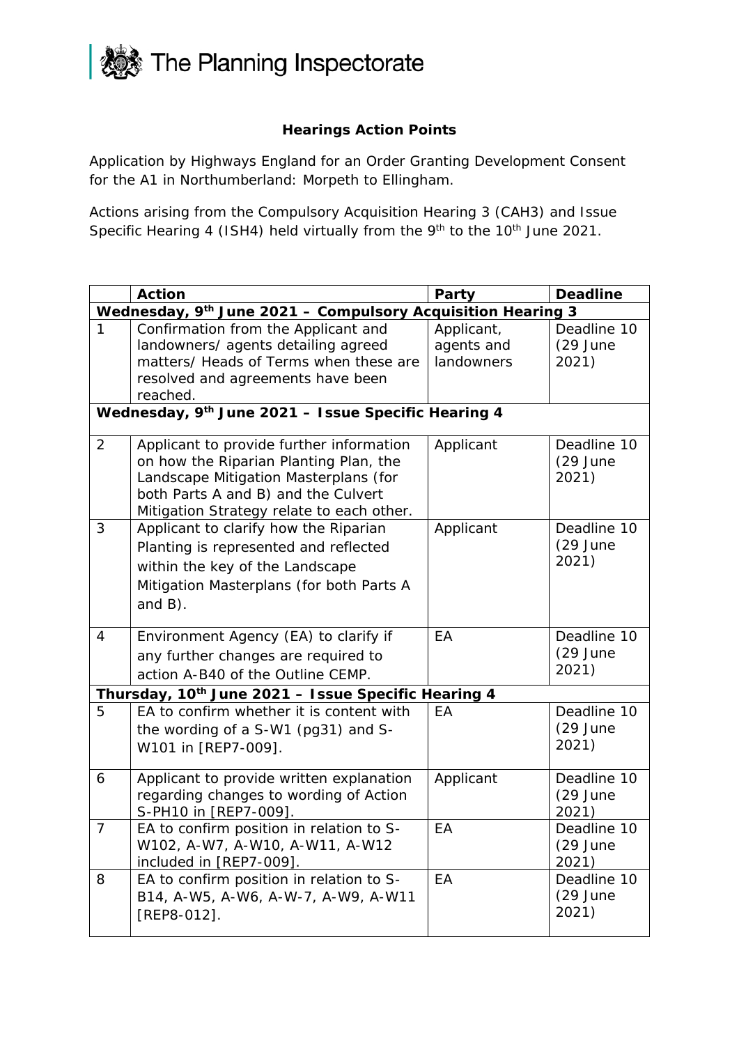The Planning Inspectorate

## Hearings Action Points

Application by Highways England for an Order Granting Development Consent for the A1 in Northumberland: Morpeth to Ellingham.

Actions arising from the Compulsory Acquisition Hearing 3 (CAH3) and Issue Specific Hearing 4 (ISH4) held virtually from the 9th to the 10th June 2021.

| | Action | Party | Deadline |
|---|---|---|---|
| **Wednesday, 9th June 2021 – Compulsory Acquisition Hearing 3** | | | |
| 1 | Confirmation from the Applicant and landowners/ agents detailing agreed matters/ Heads of Terms when these are resolved and agreements have been reached. | Applicant, agents and landowners | Deadline 10 (29 June 2021) |
| **Wednesday, 9th June 2021 – Issue Specific Hearing 4** | | | |
| 2 | Applicant to provide further information on how the Riparian Planting Plan, the Landscape Mitigation Masterplans (for both Parts A and B) and the Culvert Mitigation Strategy relate to each other. | Applicant | Deadline 10 (29 June 2021) |
| 3 | Applicant to clarify how the Riparian Planting is represented and reflected within the key of the Landscape Mitigation Masterplans (for both Parts A and B). | Applicant | Deadline 10 (29 June 2021) |
| 4 | Environment Agency (EA) to clarify if any further changes are required to action A-B40 of the Outline CEMP. | EA | Deadline 10 (29 June 2021) |
| **Thursday, 10th June 2021 – Issue Specific Hearing 4** | | | |
| 5 | EA to confirm whether it is content with the wording of a S-W1 (pg31) and S-W101 in [REP7-009]. | EA | Deadline 10 (29 June 2021) |
| 6 | Applicant to provide written explanation regarding changes to wording of Action S-PH10 in [REP7-009]. | Applicant | Deadline 10 (29 June 2021) |
| 7 | EA to confirm position in relation to S-W102, A-W7, A-W10, A-W11, A-W12 included in [REP7-009]. | EA | Deadline 10 (29 June 2021) |
| 8 | EA to confirm position in relation to S-B14, A-W5, A-W6, A-W-7, A-W9, A-W11 [REP8-012]. | EA | Deadline 10 (29 June 2021) |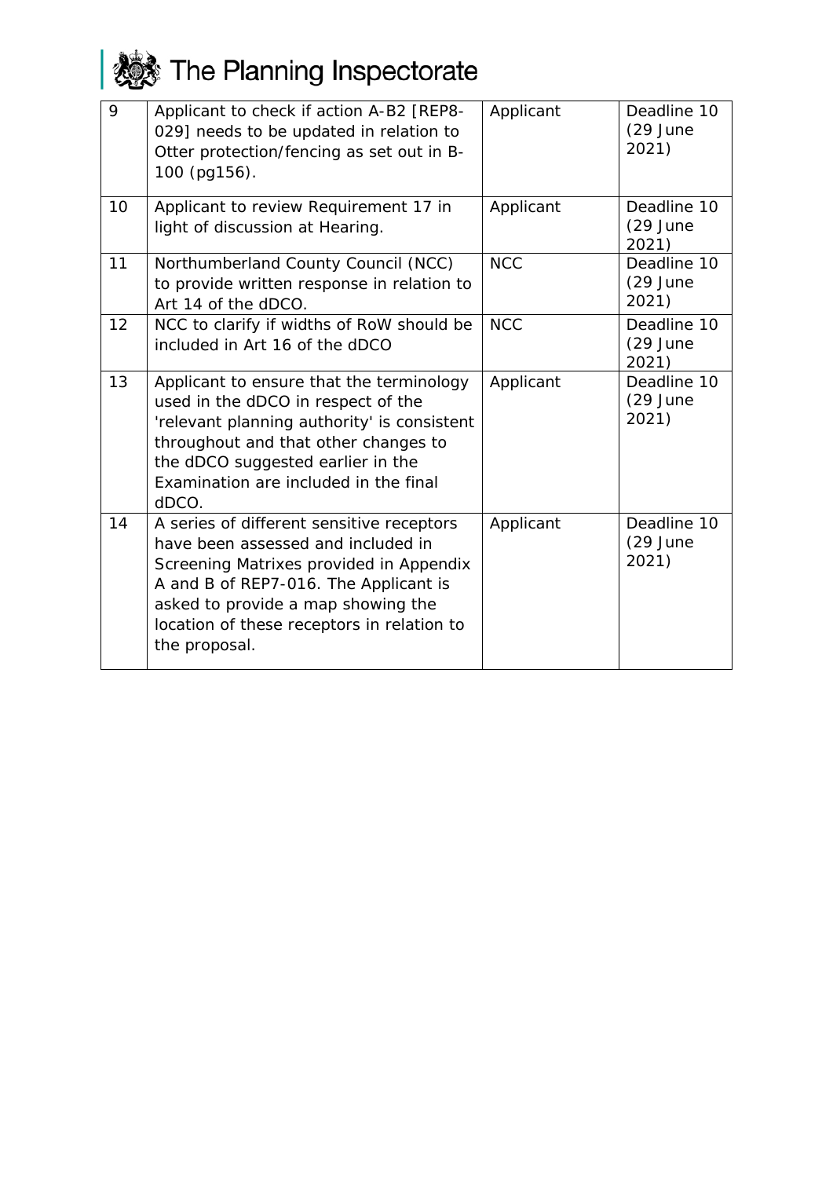| | | | |
|---|---|---|---|
| 9 | Applicant to check if action A-B2 [REP8-029] needs to be updated in relation to Otter protection/fencing as set out in B-100 (pg156). | Applicant | Deadline 10 (29 June 2021) |
| 10 | Applicant to review Requirement 17 in light of discussion at Hearing. | Applicant | Deadline 10 (29 June 2021) |
| 11 | Northumberland County Council (NCC) to provide written response in relation to Art 14 of the dDCO. | NCC | Deadline 10 (29 June 2021) |
| 12 | NCC to clarify if widths of RoW should be included in Art 16 of the dDCO | NCC | Deadline 10 (29 June 2021) |
| 13 | Applicant to ensure that the terminology used in the dDCO in respect of the 'relevant planning authority' is consistent throughout and that other changes to the dDCO suggested earlier in the Examination are included in the final dDCO. | Applicant | Deadline 10 (29 June 2021) |
| 14 | A series of different sensitive receptors have been assessed and included in Screening Matrixes provided in Appendix A and B of REP7-016. The Applicant is asked to provide a map showing the location of these receptors in relation to the proposal. | Applicant | Deadline 10 (29 June 2021) |